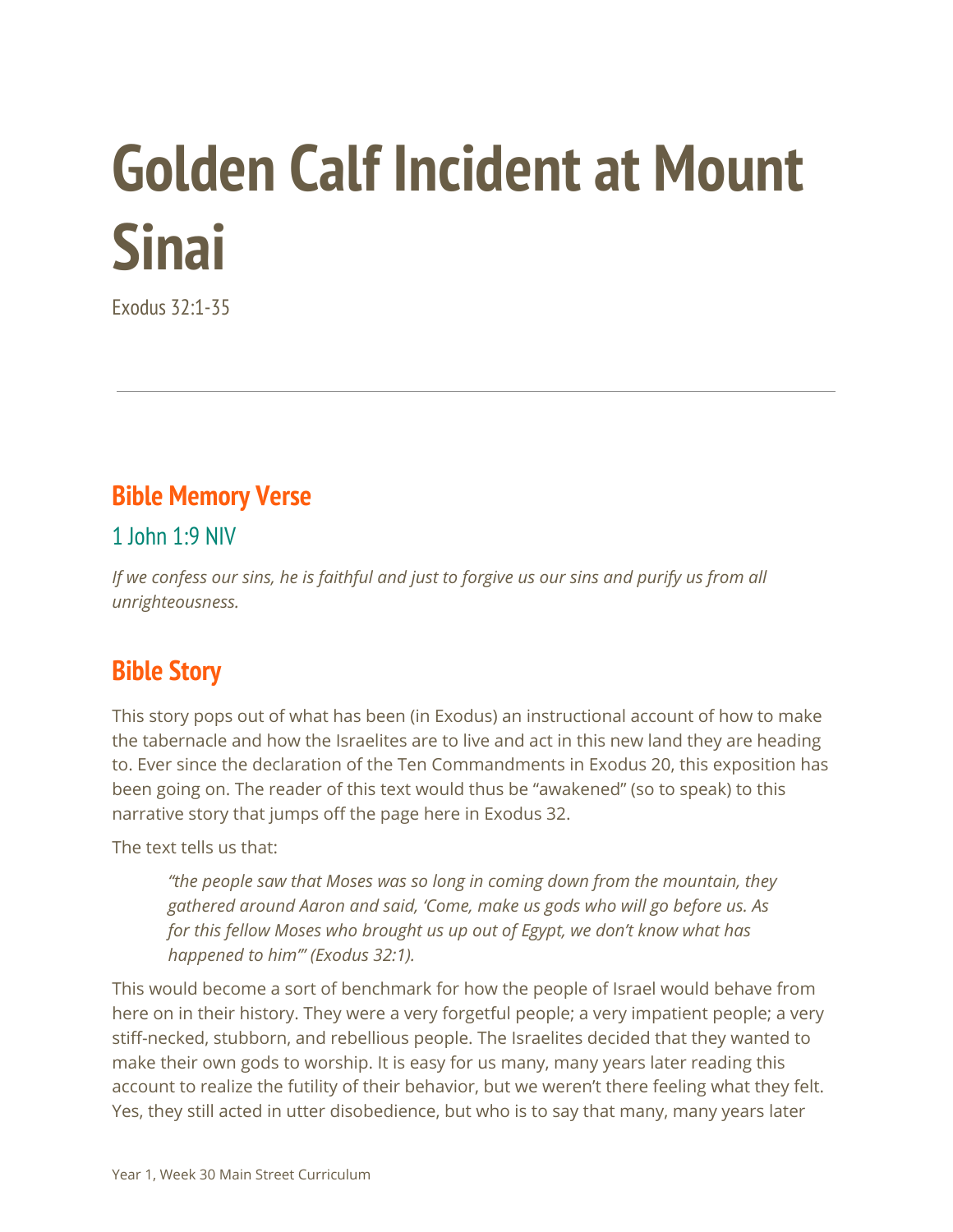# Golden Calf Incident at Mount Sinai

Exodus 32:1-35

---

## Bible Memory Verse

### 1 John 1:9 NIV

*If we confess our sins, he is faithful and just to forgive us our sins and purify us from all unrighteousness.*

## Bible Story

This story pops out of what has been (in Exodus) an instructional account of how to make the tabernacle and how the Israelites are to live and act in this new land they are heading to. Ever since the declaration of the Ten Commandments in Exodus 20, this exposition has been going on. The reader of this text would thus be "awakened" (so to speak) to this narrative story that jumps off the page here in Exodus 32.

The text tells us that:

> *"the people saw that Moses was so long in coming down from the mountain, they gathered around Aaron and said, 'Come, make us gods who will go before us. As for this fellow Moses who brought us up out of Egypt, we don't know what has happened to him'" (Exodus 32:1).*

This would become a sort of benchmark for how the people of Israel would behave from here on in their history. They were a very forgetful people; a very impatient people; a very stiff-necked, stubborn, and rebellious people. The Israelites decided that they wanted to make their own gods to worship. It is easy for us many, many years later reading this account to realize the futility of their behavior, but we weren't there feeling what they felt. Yes, they still acted in utter disobedience, but who is to say that many, many years later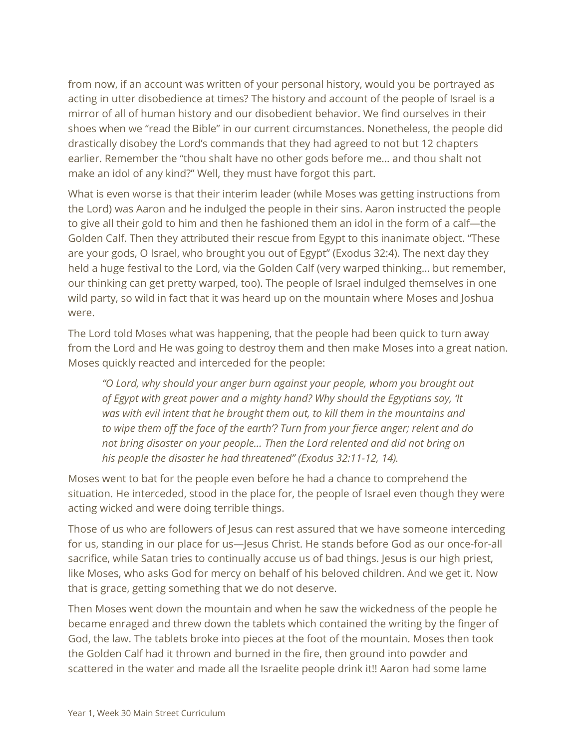from now, if an account was written of your personal history, would you be portrayed as acting in utter disobedience at times? The history and account of the people of Israel is a mirror of all of human history and our disobedient behavior. We find ourselves in their shoes when we "read the Bible" in our current circumstances. Nonetheless, the people did drastically disobey the Lord's commands that they had agreed to not but 12 chapters earlier. Remember the "thou shalt have no other gods before me… and thou shalt not make an idol of any kind?" Well, they must have forgot this part.

What is even worse is that their interim leader (while Moses was getting instructions from the Lord) was Aaron and he indulged the people in their sins. Aaron instructed the people to give all their gold to him and then he fashioned them an idol in the form of a calf—the Golden Calf. Then they attributed their rescue from Egypt to this inanimate object. "These are your gods, O Israel, who brought you out of Egypt" (Exodus 32:4). The next day they held a huge festival to the Lord, via the Golden Calf (very warped thinking… but remember, our thinking can get pretty warped, too). The people of Israel indulged themselves in one wild party, so wild in fact that it was heard up on the mountain where Moses and Joshua were.

The Lord told Moses what was happening, that the people had been quick to turn away from the Lord and He was going to destroy them and then make Moses into a great nation. Moses quickly reacted and interceded for the people:

> *"O Lord, why should your anger burn against your people, whom you brought out of Egypt with great power and a mighty hand? Why should the Egyptians say, 'It was with evil intent that he brought them out, to kill them in the mountains and to wipe them off the face of the earth'? Turn from your fierce anger; relent and do not bring disaster on your people… Then the Lord relented and did not bring on his people the disaster he had threatened" (Exodus 32:11-12, 14).*

Moses went to bat for the people even before he had a chance to comprehend the situation. He interceded, stood in the place for, the people of Israel even though they were acting wicked and were doing terrible things.

Those of us who are followers of Jesus can rest assured that we have someone interceding for us, standing in our place for us—Jesus Christ. He stands before God as our once-for-all sacrifice, while Satan tries to continually accuse us of bad things. Jesus is our high priest, like Moses, who asks God for mercy on behalf of his beloved children. And we get it. Now that is grace, getting something that we do not deserve.

Then Moses went down the mountain and when he saw the wickedness of the people he became enraged and threw down the tablets which contained the writing by the finger of God, the law. The tablets broke into pieces at the foot of the mountain. Moses then took the Golden Calf had it thrown and burned in the fire, then ground into powder and scattered in the water and made all the Israelite people drink it!! Aaron had some lame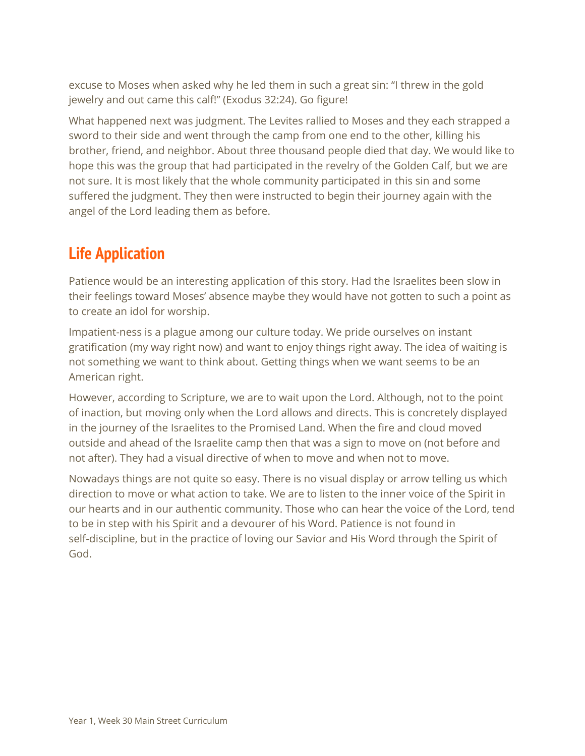excuse to Moses when asked why he led them in such a great sin: "I threw in the gold jewelry and out came this calf!" (Exodus 32:24). Go figure!

What happened next was judgment. The Levites rallied to Moses and they each strapped a sword to their side and went through the camp from one end to the other, killing his brother, friend, and neighbor. About three thousand people died that day. We would like to hope this was the group that had participated in the revelry of the Golden Calf, but we are not sure. It is most likely that the whole community participated in this sin and some suffered the judgment. They then were instructed to begin their journey again with the angel of the Lord leading them as before.

## Life Application

Patience would be an interesting application of this story. Had the Israelites been slow in their feelings toward Moses' absence maybe they would have not gotten to such a point as to create an idol for worship.

Impatient-ness is a plague among our culture today. We pride ourselves on instant gratification (my way right now) and want to enjoy things right away. The idea of waiting is not something we want to think about. Getting things when we want seems to be an American right.

However, according to Scripture, we are to wait upon the Lord. Although, not to the point of inaction, but moving only when the Lord allows and directs. This is concretely displayed in the journey of the Israelites to the Promised Land. When the fire and cloud moved outside and ahead of the Israelite camp then that was a sign to move on (not before and not after). They had a visual directive of when to move and when not to move.

Nowadays things are not quite so easy. There is no visual display or arrow telling us which direction to move or what action to take. We are to listen to the inner voice of the Spirit in our hearts and in our authentic community. Those who can hear the voice of the Lord, tend to be in step with his Spirit and a devourer of his Word. Patience is not found in self-discipline, but in the practice of loving our Savior and His Word through the Spirit of God.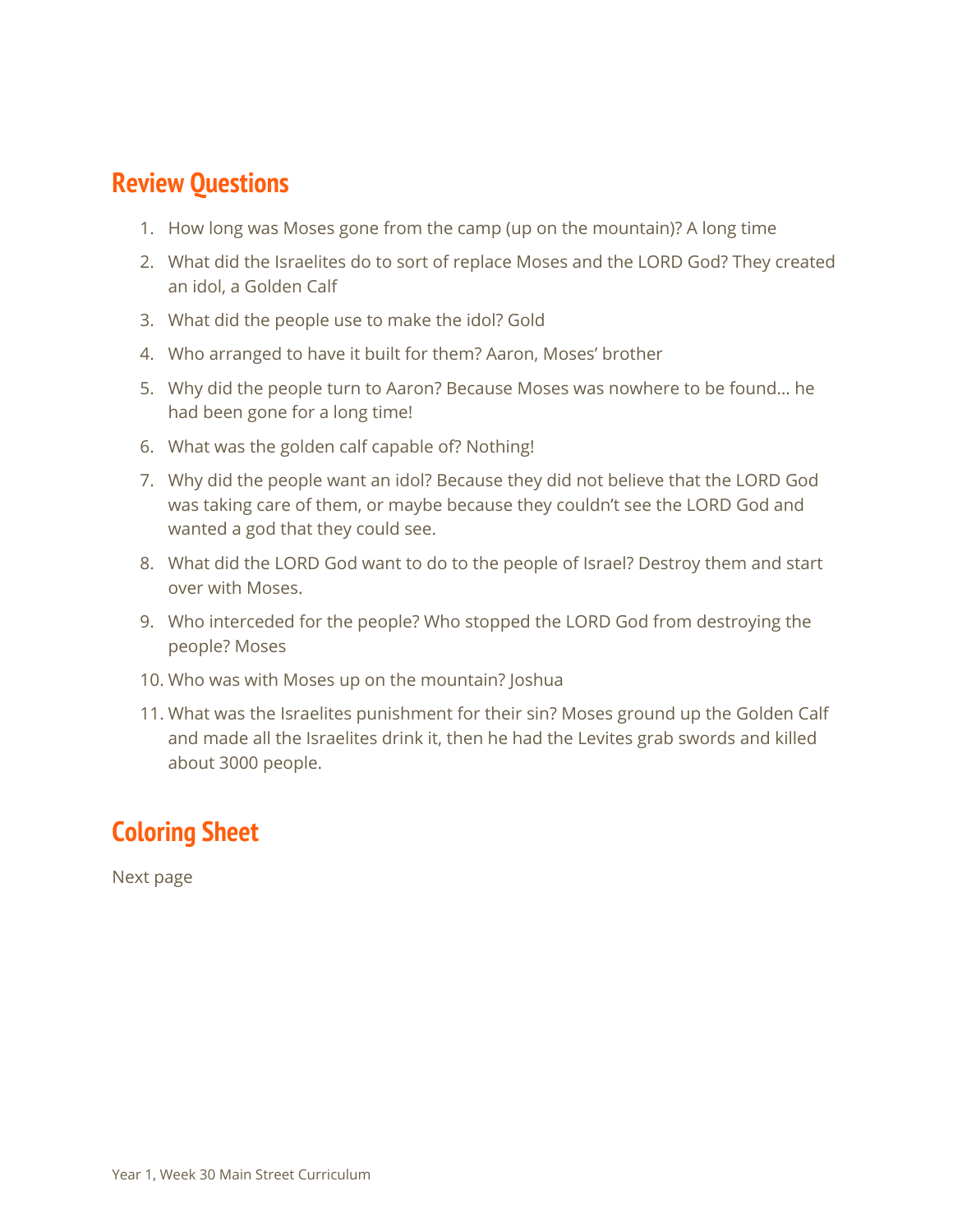## Review Questions

1. How long was Moses gone from the camp (up on the mountain)? A long time
2. What did the Israelites do to sort of replace Moses and the LORD God? They created an idol, a Golden Calf
3. What did the people use to make the idol? Gold
4. Who arranged to have it built for them? Aaron, Moses' brother
5. Why did the people turn to Aaron? Because Moses was nowhere to be found… he had been gone for a long time!
6. What was the golden calf capable of? Nothing!
7. Why did the people want an idol? Because they did not believe that the LORD God was taking care of them, or maybe because they couldn't see the LORD God and wanted a god that they could see.
8. What did the LORD God want to do to the people of Israel? Destroy them and start over with Moses.
9. Who interceded for the people? Who stopped the LORD God from destroying the people? Moses
10. Who was with Moses up on the mountain? Joshua
11. What was the Israelites punishment for their sin? Moses ground up the Golden Calf and made all the Israelites drink it, then he had the Levites grab swords and killed about 3000 people.

## Coloring Sheet

Next page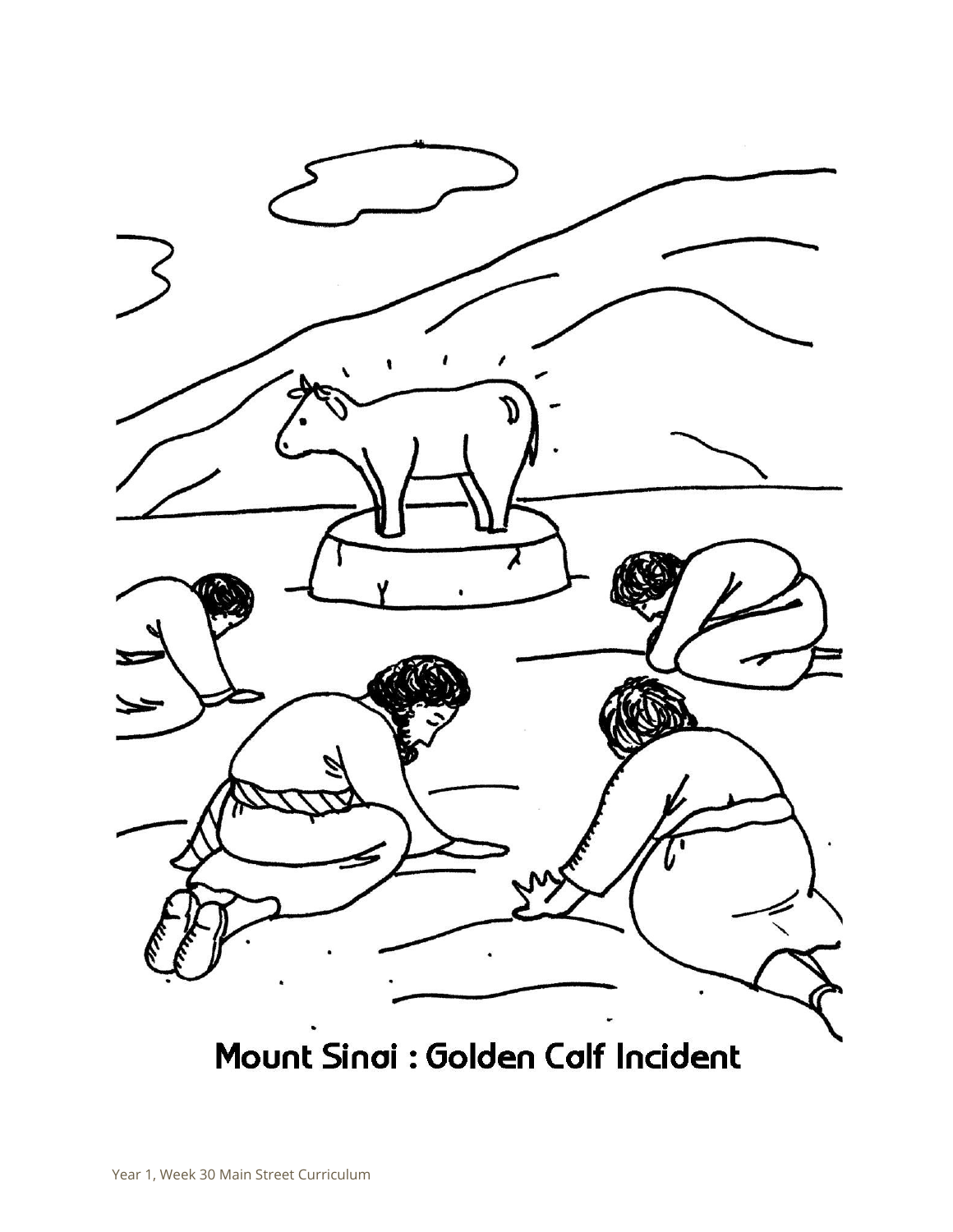Mount Sinai : Golden Calf Incident